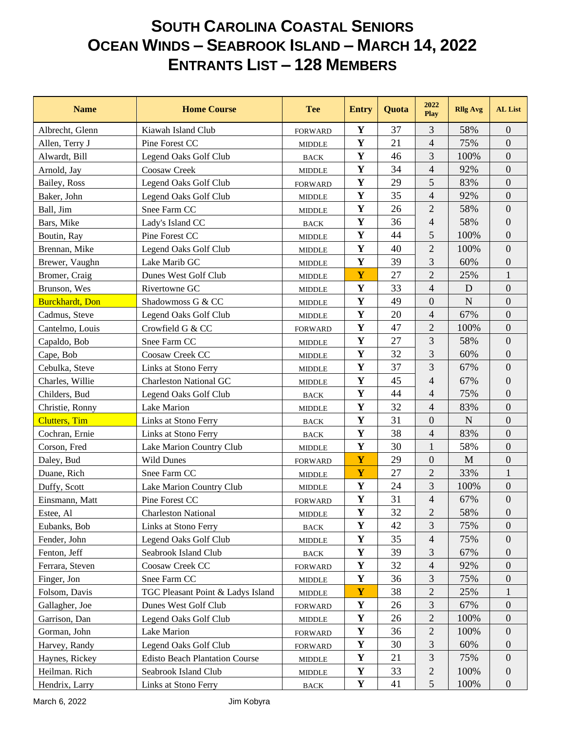# South Carolina Coastal Seniors
# Ocean Winds – Seabrook Island – March 14, 2022
# Entrants List – 128 Members

| Name | Home Course | Tee | Entry | Quota | 2022 Play | Rllg Avg | AL List |
|---|---|---|---|---|---|---|---|
| Albrecht, Glenn | Kiawah Island Club | FORWARD | Y | 37 | 3 | 58% | 0 |
| Allen, Terry J | Pine Forest CC | MIDDLE | Y | 21 | 4 | 75% | 0 |
| Alwardt, Bill | Legend Oaks Golf Club | BACK | Y | 46 | 3 | 100% | 0 |
| Arnold, Jay | Coosaw Creek | MIDDLE | Y | 34 | 4 | 92% | 0 |
| Bailey, Ross | Legend Oaks Golf Club | FORWARD | Y | 29 | 5 | 83% | 0 |
| Baker, John | Legend Oaks Golf Club | MIDDLE | Y | 35 | 4 | 92% | 0 |
| Ball, Jim | Snee Farm CC | MIDDLE | Y | 26 | 2 | 58% | 0 |
| Bars, Mike | Lady's Island CC | BACK | Y | 36 | 4 | 58% | 0 |
| Boutin, Ray | Pine Forest CC | MIDDLE | Y | 44 | 5 | 100% | 0 |
| Brennan, Mike | Legend Oaks Golf Club | MIDDLE | Y | 40 | 2 | 100% | 0 |
| Brewer, Vaughn | Lake Marib GC | MIDDLE | Y | 39 | 3 | 60% | 0 |
| Bromer, Craig | Dunes West Golf Club | MIDDLE | Y | 27 | 2 | 25% | 1 |
| Brunson, Wes | Rivertowne GC | MIDDLE | Y | 33 | 4 | D | 0 |
| Burckhardt, Don | Shadowmoss G & CC | MIDDLE | Y | 49 | 0 | N | 0 |
| Cadmus, Steve | Legend Oaks Golf Club | MIDDLE | Y | 20 | 4 | 67% | 0 |
| Cantelmo, Louis | Crowfield G & CC | FORWARD | Y | 47 | 2 | 100% | 0 |
| Capaldo, Bob | Snee Farm CC | MIDDLE | Y | 27 | 3 | 58% | 0 |
| Cape, Bob | Coosaw Creek CC | MIDDLE | Y | 32 | 3 | 60% | 0 |
| Cebulka, Steve | Links at Stono Ferry | MIDDLE | Y | 37 | 3 | 67% | 0 |
| Charles, Willie | Charleston National GC | MIDDLE | Y | 45 | 4 | 67% | 0 |
| Childers, Bud | Legend Oaks Golf Club | BACK | Y | 44 | 4 | 75% | 0 |
| Christie, Ronny | Lake Marion | MIDDLE | Y | 32 | 4 | 83% | 0 |
| Clutters, Tim | Links at Stono Ferry | BACK | Y | 31 | 0 | N | 0 |
| Cochran, Ernie | Links at Stono Ferry | BACK | Y | 38 | 4 | 83% | 0 |
| Corson, Fred | Lake Marion Country Club | MIDDLE | Y | 30 | 1 | 58% | 0 |
| Daley, Bud | Wild Dunes | FORWARD | Y | 29 | 0 | M | 0 |
| Duane, Rich | Snee Farm CC | MIDDLE | Y | 27 | 2 | 33% | 1 |
| Duffy, Scott | Lake Marion Country Club | MIDDLE | Y | 24 | 3 | 100% | 0 |
| Einsmann, Matt | Pine Forest CC | FORWARD | Y | 31 | 4 | 67% | 0 |
| Estee, Al | Charleston National | MIDDLE | Y | 32 | 2 | 58% | 0 |
| Eubanks, Bob | Links at Stono Ferry | BACK | Y | 42 | 3 | 75% | 0 |
| Fender, John | Legend Oaks Golf Club | MIDDLE | Y | 35 | 4 | 75% | 0 |
| Fenton, Jeff | Seabrook Island Club | BACK | Y | 39 | 3 | 67% | 0 |
| Ferrara, Steven | Coosaw Creek CC | FORWARD | Y | 32 | 4 | 92% | 0 |
| Finger, Jon | Snee Farm CC | MIDDLE | Y | 36 | 3 | 75% | 0 |
| Folsom, Davis | TGC Pleasant Point & Ladys Island | MIDDLE | Y | 38 | 2 | 25% | 1 |
| Gallagher, Joe | Dunes West Golf Club | FORWARD | Y | 26 | 3 | 67% | 0 |
| Garrison, Dan | Legend Oaks Golf Club | MIDDLE | Y | 26 | 2 | 100% | 0 |
| Gorman, John | Lake Marion | FORWARD | Y | 36 | 2 | 100% | 0 |
| Harvey, Randy | Legend Oaks Golf Club | FORWARD | Y | 30 | 3 | 60% | 0 |
| Haynes, Rickey | Edisto Beach Plantation Course | MIDDLE | Y | 21 | 3 | 75% | 0 |
| Heilman. Rich | Seabrook Island Club | MIDDLE | Y | 33 | 2 | 100% | 0 |
| Hendrix, Larry | Links at Stono Ferry | BACK | Y | 41 | 5 | 100% | 0 |

March 6, 2022 Jim Kobyra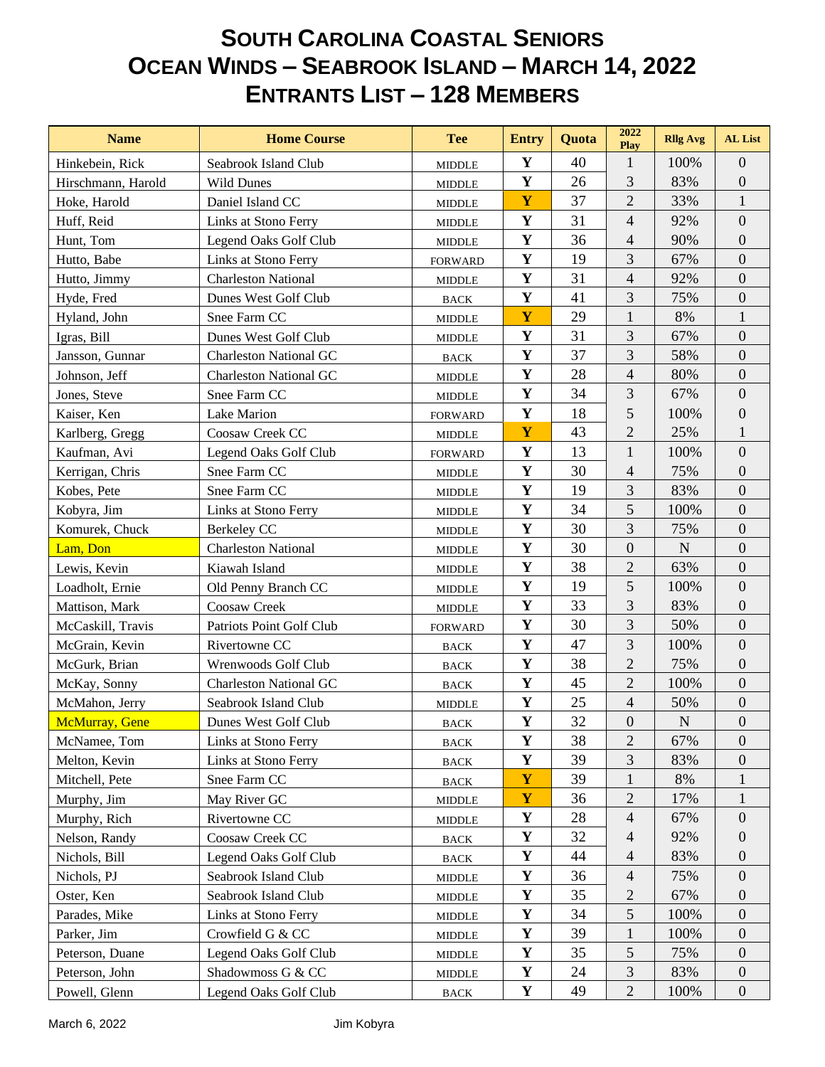# SOUTH CAROLINA COASTAL SENIORS
# OCEAN WINDS – SEABROOK ISLAND – MARCH 14, 2022
# ENTRANTS LIST – 128 MEMBERS

| Name | Home Course | Tee | Entry | Quota | 2022 Play | Rllg Avg | AL List |
|---|---|---|---|---|---|---|---|
| Hinkebein, Rick | Seabrook Island Club | MIDDLE | Y | 40 | 1 | 100% | 0 |
| Hirschmann, Harold | Wild Dunes | MIDDLE | Y | 26 | 3 | 83% | 0 |
| Hoke, Harold | Daniel Island CC | MIDDLE | Y | 37 | 2 | 33% | 1 |
| Huff, Reid | Links at Stono Ferry | MIDDLE | Y | 31 | 4 | 92% | 0 |
| Hunt, Tom | Legend Oaks Golf Club | MIDDLE | Y | 36 | 4 | 90% | 0 |
| Hutto, Babe | Links at Stono Ferry | FORWARD | Y | 19 | 3 | 67% | 0 |
| Hutto, Jimmy | Charleston National | MIDDLE | Y | 31 | 4 | 92% | 0 |
| Hyde, Fred | Dunes West Golf Club | BACK | Y | 41 | 3 | 75% | 0 |
| Hyland, John | Snee Farm CC | MIDDLE | Y | 29 | 1 | 8% | 1 |
| Igras, Bill | Dunes West Golf Club | MIDDLE | Y | 31 | 3 | 67% | 0 |
| Jansson, Gunnar | Charleston National GC | BACK | Y | 37 | 3 | 58% | 0 |
| Johnson, Jeff | Charleston National GC | MIDDLE | Y | 28 | 4 | 80% | 0 |
| Jones, Steve | Snee Farm CC | MIDDLE | Y | 34 | 3 | 67% | 0 |
| Kaiser, Ken | Lake Marion | FORWARD | Y | 18 | 5 | 100% | 0 |
| Karlberg, Gregg | Coosaw Creek CC | MIDDLE | Y | 43 | 2 | 25% | 1 |
| Kaufman, Avi | Legend Oaks Golf Club | FORWARD | Y | 13 | 1 | 100% | 0 |
| Kerrigan, Chris | Snee Farm CC | MIDDLE | Y | 30 | 4 | 75% | 0 |
| Kobes, Pete | Snee Farm CC | MIDDLE | Y | 19 | 3 | 83% | 0 |
| Kobyra, Jim | Links at Stono Ferry | MIDDLE | Y | 34 | 5 | 100% | 0 |
| Komurek, Chuck | Berkeley CC | MIDDLE | Y | 30 | 3 | 75% | 0 |
| Lam, Don | Charleston National | MIDDLE | Y | 30 | 0 | N | 0 |
| Lewis, Kevin | Kiawah Island | MIDDLE | Y | 38 | 2 | 63% | 0 |
| Loadholt, Ernie | Old Penny Branch CC | MIDDLE | Y | 19 | 5 | 100% | 0 |
| Mattison, Mark | Coosaw Creek | MIDDLE | Y | 33 | 3 | 83% | 0 |
| McCaskill, Travis | Patriots Point Golf Club | FORWARD | Y | 30 | 3 | 50% | 0 |
| McGrain, Kevin | Rivertowne CC | BACK | Y | 47 | 3 | 100% | 0 |
| McGurk, Brian | Wrenwoods Golf Club | BACK | Y | 38 | 2 | 75% | 0 |
| McKay, Sonny | Charleston National GC | BACK | Y | 45 | 2 | 100% | 0 |
| McMahon, Jerry | Seabrook Island Club | MIDDLE | Y | 25 | 4 | 50% | 0 |
| McMurray, Gene | Dunes West Golf Club | BACK | Y | 32 | 0 | N | 0 |
| McNamee, Tom | Links at Stono Ferry | BACK | Y | 38 | 2 | 67% | 0 |
| Melton, Kevin | Links at Stono Ferry | BACK | Y | 39 | 3 | 83% | 0 |
| Mitchell, Pete | Snee Farm CC | BACK | Y | 39 | 1 | 8% | 1 |
| Murphy, Jim | May River GC | MIDDLE | Y | 36 | 2 | 17% | 1 |
| Murphy, Rich | Rivertowne CC | MIDDLE | Y | 28 | 4 | 67% | 0 |
| Nelson, Randy | Coosaw Creek CC | BACK | Y | 32 | 4 | 92% | 0 |
| Nichols, Bill | Legend Oaks Golf Club | BACK | Y | 44 | 4 | 83% | 0 |
| Nichols, PJ | Seabrook Island Club | MIDDLE | Y | 36 | 4 | 75% | 0 |
| Oster, Ken | Seabrook Island Club | MIDDLE | Y | 35 | 2 | 67% | 0 |
| Parades, Mike | Links at Stono Ferry | MIDDLE | Y | 34 | 5 | 100% | 0 |
| Parker, Jim | Crowfield G & CC | MIDDLE | Y | 39 | 1 | 100% | 0 |
| Peterson, Duane | Legend Oaks Golf Club | MIDDLE | Y | 35 | 5 | 75% | 0 |
| Peterson, John | Shadowmoss G & CC | MIDDLE | Y | 24 | 3 | 83% | 0 |
| Powell, Glenn | Legend Oaks Golf Club | BACK | Y | 49 | 2 | 100% | 0 |

March 6, 2022 Jim Kobyra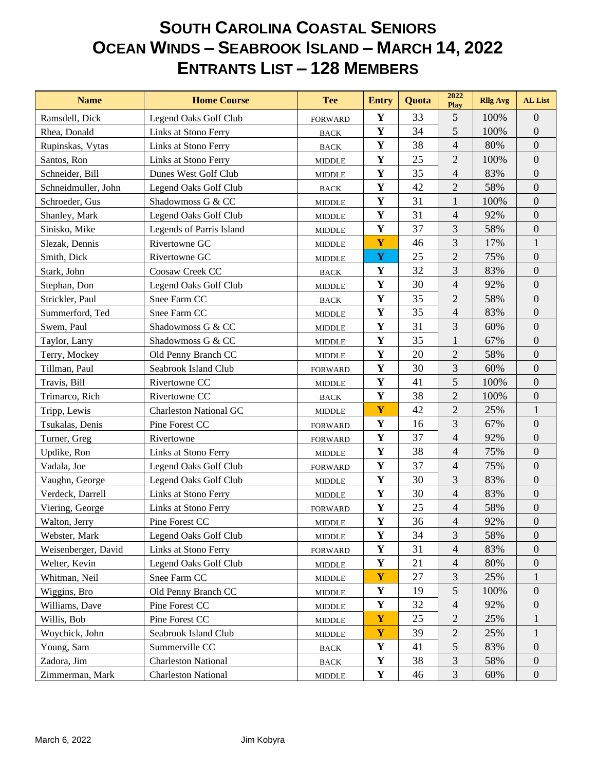# South Carolina Coastal Seniors
# Ocean Winds – Seabrook Island – March 14, 2022
# Entrants List – 128 Members

| Name | Home Course | Tee | Entry | Quota | 2022 Play | Rllg Avg | AL List |
|---|---|---|---|---|---|---|---|
| Ramsdell, Dick | Legend Oaks Golf Club | FORWARD | Y | 33 | 5 | 100% | 0 |
| Rhea, Donald | Links at Stono Ferry | BACK | Y | 34 | 5 | 100% | 0 |
| Rupinskas, Vytas | Links at Stono Ferry | BACK | Y | 38 | 4 | 80% | 0 |
| Santos, Ron | Links at Stono Ferry | MIDDLE | Y | 25 | 2 | 100% | 0 |
| Schneider, Bill | Dunes West Golf Club | MIDDLE | Y | 35 | 4 | 83% | 0 |
| Schneidmuller, John | Legend Oaks Golf Club | BACK | Y | 42 | 2 | 58% | 0 |
| Schroeder, Gus | Shadowmoss G & CC | MIDDLE | Y | 31 | 1 | 100% | 0 |
| Shanley, Mark | Legend Oaks Golf Club | MIDDLE | Y | 31 | 4 | 92% | 0 |
| Sinisko, Mike | Legends of Parris Island | MIDDLE | Y | 37 | 3 | 58% | 0 |
| Slezak, Dennis | Rivertowne GC | MIDDLE | Y | 46 | 3 | 17% | 1 |
| Smith, Dick | Rivertowne GC | MIDDLE | Y | 25 | 2 | 75% | 0 |
| Stark, John | Coosaw Creek CC | BACK | Y | 32 | 3 | 83% | 0 |
| Stephan, Don | Legend Oaks Golf Club | MIDDLE | Y | 30 | 4 | 92% | 0 |
| Strickler, Paul | Snee Farm CC | BACK | Y | 35 | 2 | 58% | 0 |
| Summerford, Ted | Snee Farm CC | MIDDLE | Y | 35 | 4 | 83% | 0 |
| Swem, Paul | Shadowmoss G & CC | MIDDLE | Y | 31 | 3 | 60% | 0 |
| Taylor, Larry | Shadowmoss G & CC | MIDDLE | Y | 35 | 1 | 67% | 0 |
| Terry, Mockey | Old Penny Branch CC | MIDDLE | Y | 20 | 2 | 58% | 0 |
| Tillman, Paul | Seabrook Island Club | FORWARD | Y | 30 | 3 | 60% | 0 |
| Travis, Bill | Rivertowne CC | MIDDLE | Y | 41 | 5 | 100% | 0 |
| Trimarco, Rich | Rivertowne CC | BACK | Y | 38 | 2 | 100% | 0 |
| Tripp, Lewis | Charleston National GC | MIDDLE | Y | 42 | 2 | 25% | 1 |
| Tsukalas, Denis | Pine Forest CC | FORWARD | Y | 16 | 3 | 67% | 0 |
| Turner, Greg | Rivertowne | FORWARD | Y | 37 | 4 | 92% | 0 |
| Updike, Ron | Links at Stono Ferry | MIDDLE | Y | 38 | 4 | 75% | 0 |
| Vadala, Joe | Legend Oaks Golf Club | FORWARD | Y | 37 | 4 | 75% | 0 |
| Vaughn, George | Legend Oaks Golf Club | MIDDLE | Y | 30 | 3 | 83% | 0 |
| Verdeck, Darrell | Links at Stono Ferry | MIDDLE | Y | 30 | 4 | 83% | 0 |
| Viering, George | Links at Stono Ferry | FORWARD | Y | 25 | 4 | 58% | 0 |
| Walton, Jerry | Pine Forest CC | MIDDLE | Y | 36 | 4 | 92% | 0 |
| Webster, Mark | Legend Oaks Golf Club | MIDDLE | Y | 34 | 3 | 58% | 0 |
| Weisenberger, David | Links at Stono Ferry | FORWARD | Y | 31 | 4 | 83% | 0 |
| Welter, Kevin | Legend Oaks Golf Club | MIDDLE | Y | 21 | 4 | 80% | 0 |
| Whitman, Neil | Snee Farm CC | MIDDLE | Y | 27 | 3 | 25% | 1 |
| Wiggins, Bro | Old Penny Branch CC | MIDDLE | Y | 19 | 5 | 100% | 0 |
| Williams, Dave | Pine Forest CC | MIDDLE | Y | 32 | 4 | 92% | 0 |
| Willis, Bob | Pine Forest CC | MIDDLE | Y | 25 | 2 | 25% | 1 |
| Woychick, John | Seabrook Island Club | MIDDLE | Y | 39 | 2 | 25% | 1 |
| Young, Sam | Summerville CC | BACK | Y | 41 | 5 | 83% | 0 |
| Zadora, Jim | Charleston National | BACK | Y | 38 | 3 | 58% | 0 |
| Zimmerman, Mark | Charleston National | MIDDLE | Y | 46 | 3 | 60% | 0 |

March 6, 2022 Jim Kobyra